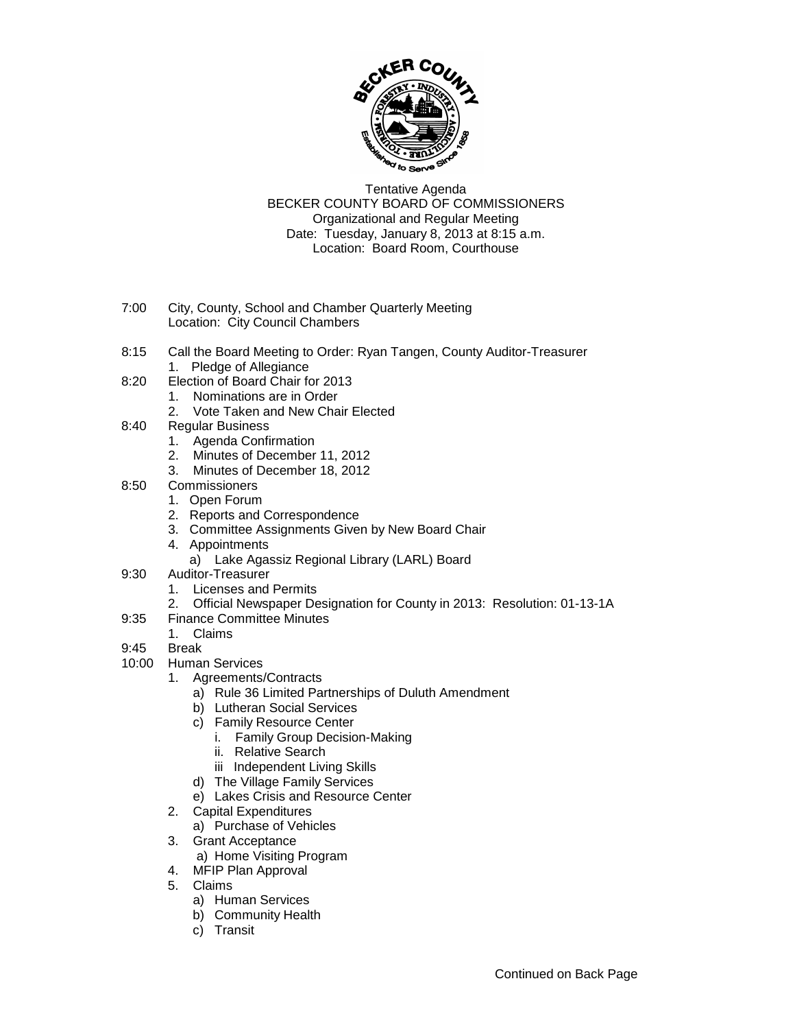Tentative Agenda
BECKER COUNTY BOARD OF COMMISSIONERS
Organizational and Regular Meeting
Date: Tuesday, January 8, 2013 at 8:15 a.m.
Location: Board Room, Courthouse

7:00 City, County, School and Chamber Quarterly Meeting
Location: City Council Chambers

8:15 Call the Board Meeting to Order: Ryan Tangen, County Auditor-Treasurer
1. Pledge of Allegiance

8:20 Election of Board Chair for 2013
1. Nominations are in Order
2. Vote Taken and New Chair Elected

8:40 Regular Business
1. Agenda Confirmation
2. Minutes of December 11, 2012
3. Minutes of December 18, 2012

8:50 Commissioners
1. Open Forum
2. Reports and Correspondence
3. Committee Assignments Given by New Board Chair
4. Appointments
   a) Lake Agassiz Regional Library (LARL) Board

9:30 Auditor-Treasurer
1. Licenses and Permits
2. Official Newspaper Designation for County in 2013: Resolution: 01-13-1A

9:35 Finance Committee Minutes
1. Claims

9:45 Break

10:00 Human Services
1. Agreements/Contracts
   a) Rule 36 Limited Partnerships of Duluth Amendment
   b) Lutheran Social Services
   c) Family Resource Center
      i. Family Group Decision-Making
      ii. Relative Search
      iii Independent Living Skills
   d) The Village Family Services
   e) Lakes Crisis and Resource Center
2. Capital Expenditures
   a) Purchase of Vehicles
3. Grant Acceptance
   a) Home Visiting Program
4. MFIP Plan Approval
5. Claims
   a) Human Services
   b) Community Health
   c) Transit

Continued on Back Page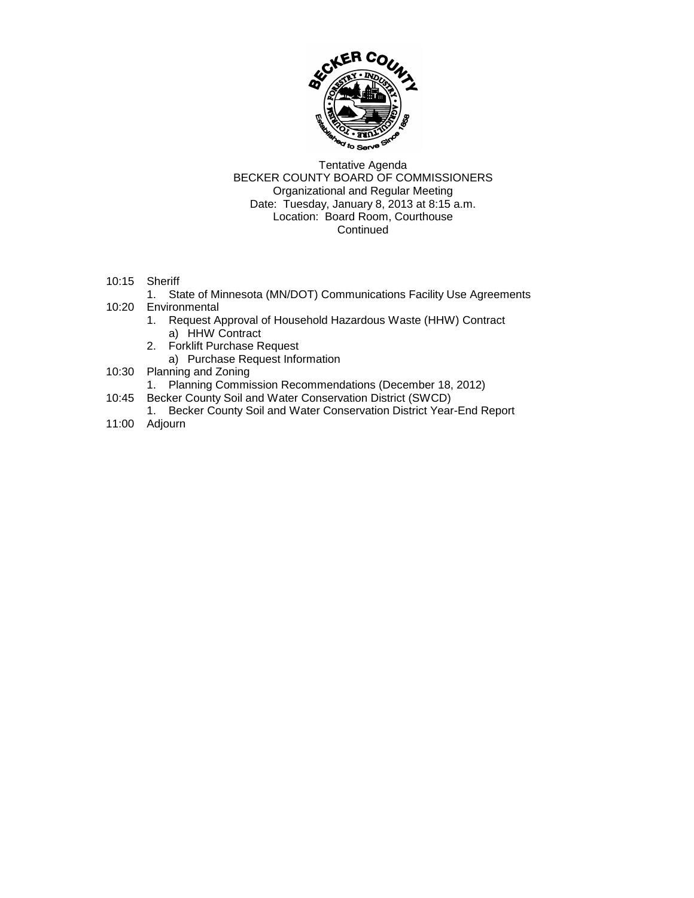Tentative Agenda
BECKER COUNTY BOARD OF COMMISSIONERS
Organizational and Regular Meeting
Date: Tuesday, January 8, 2013 at 8:15 a.m.
Location: Board Room, Courthouse
Continued

10:15 Sheriff
  1. State of Minnesota (MN/DOT) Communications Facility Use Agreements

10:20 Environmental
  1. Request Approval of Household Hazardous Waste (HHW) Contract
    a) HHW Contract
  2. Forklift Purchase Request
    a) Purchase Request Information

10:30 Planning and Zoning
  1. Planning Commission Recommendations (December 18, 2012)

10:45 Becker County Soil and Water Conservation District (SWCD)
  1. Becker County Soil and Water Conservation District Year-End Report

11:00 Adjourn